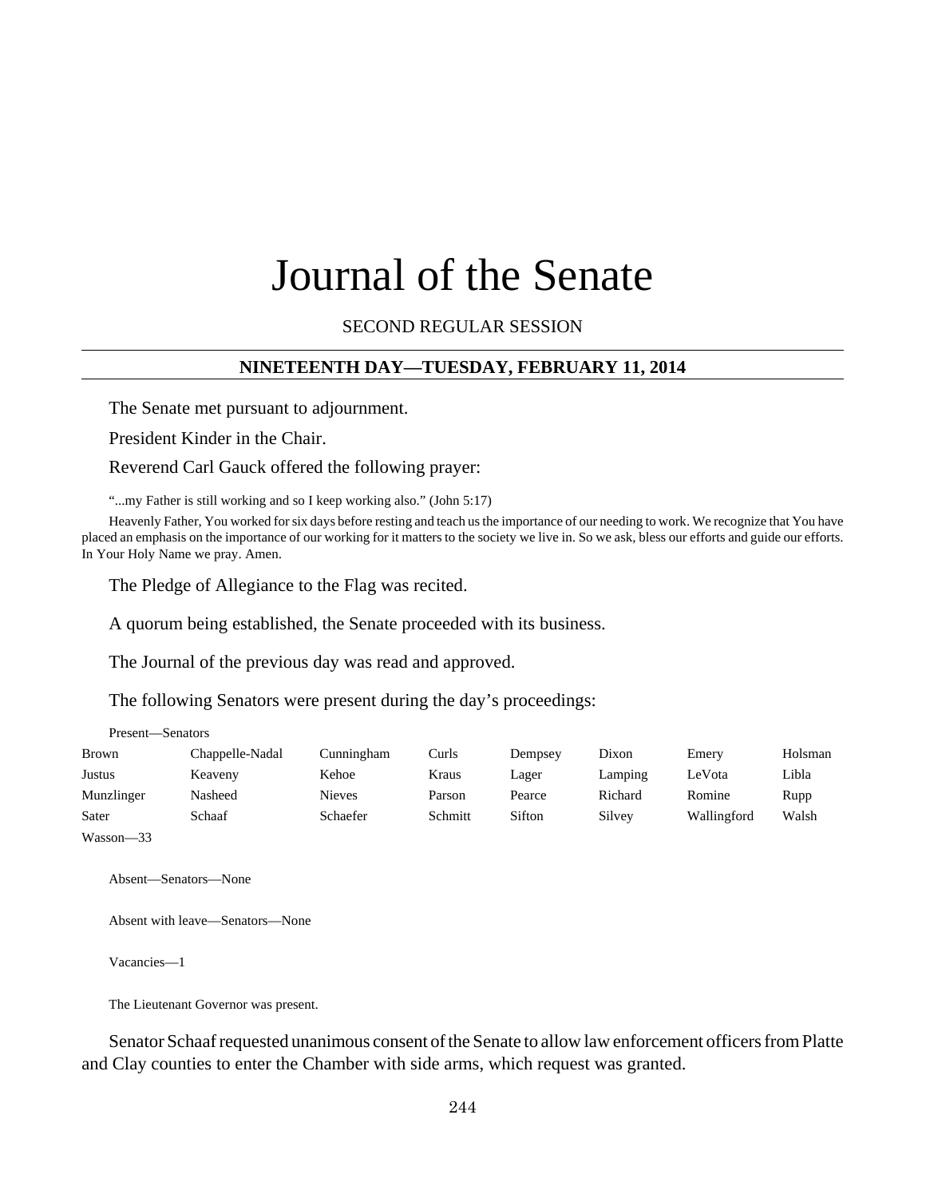# Journal of the Senate

SECOND REGULAR SESSION

## NINETEENTH DAY—TUESDAY, FEBRUARY 11, 2014

The Senate met pursuant to adjournment.

President Kinder in the Chair.

Reverend Carl Gauck offered the following prayer:

"...my Father is still working and so I keep working also." (John 5:17)

Heavenly Father, You worked for six days before resting and teach us the importance of our needing to work. We recognize that You have placed an emphasis on the importance of our working for it matters to the society we live in. So we ask, bless our efforts and guide our efforts. In Your Holy Name we pray. Amen.

The Pledge of Allegiance to the Flag was recited.

A quorum being established, the Senate proceeded with its business.

The Journal of the previous day was read and approved.

The following Senators were present during the day's proceedings:

Present—Senators

| | | | | | | | |
|---|---|---|---|---|---|---|---|
| Brown | Chappelle-Nadal | Cunningham | Curls | Dempsey | Dixon | Emery | Holsman |
| Justus | Keaveny | Kehoe | Kraus | Lager | Lamping | LeVota | Libla |
| Munzlinger | Nasheed | Nieves | Parson | Pearce | Richard | Romine | Rupp |
| Sater | Schaaf | Schaefer | Schmitt | Sifton | Silvey | Wallingford | Walsh |
| Wasson—33 | | | | | | | |

Absent—Senators—None

Absent with leave—Senators—None

Vacancies—1

The Lieutenant Governor was present.

Senator Schaaf requested unanimous consent of the Senate to allow law enforcement officers from Platte and Clay counties to enter the Chamber with side arms, which request was granted.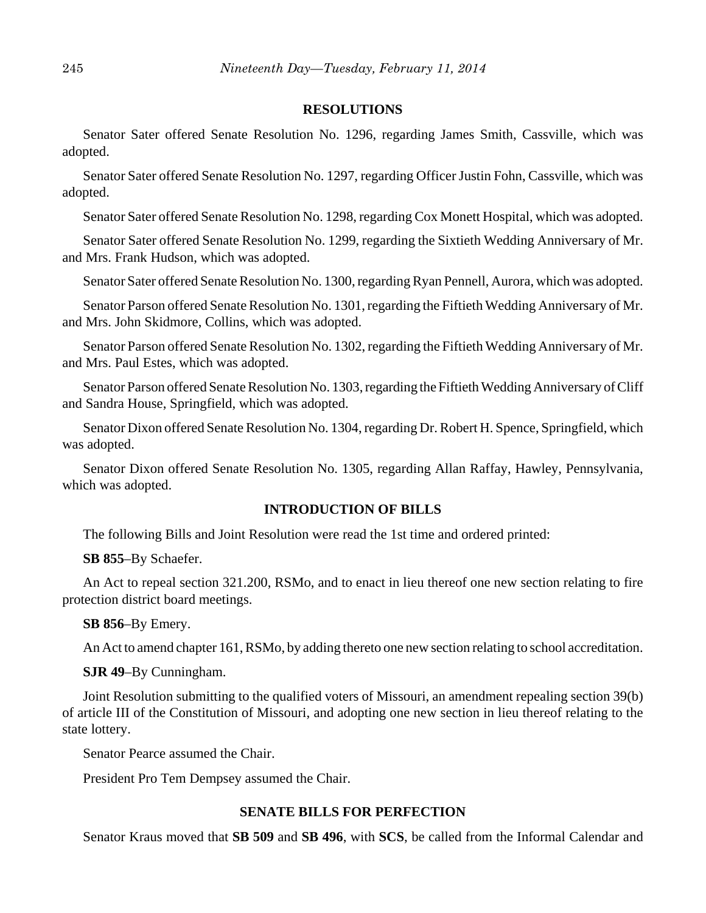## RESOLUTIONS

Senator Sater offered Senate Resolution No. 1296, regarding James Smith, Cassville, which was adopted.

Senator Sater offered Senate Resolution No. 1297, regarding Officer Justin Fohn, Cassville, which was adopted.

Senator Sater offered Senate Resolution No. 1298, regarding Cox Monett Hospital, which was adopted.

Senator Sater offered Senate Resolution No. 1299, regarding the Sixtieth Wedding Anniversary of Mr. and Mrs. Frank Hudson, which was adopted.

Senator Sater offered Senate Resolution No. 1300, regarding Ryan Pennell, Aurora, which was adopted.

Senator Parson offered Senate Resolution No. 1301, regarding the Fiftieth Wedding Anniversary of Mr. and Mrs. John Skidmore, Collins, which was adopted.

Senator Parson offered Senate Resolution No. 1302, regarding the Fiftieth Wedding Anniversary of Mr. and Mrs. Paul Estes, which was adopted.

Senator Parson offered Senate Resolution No. 1303, regarding the Fiftieth Wedding Anniversary of Cliff and Sandra House, Springfield, which was adopted.

Senator Dixon offered Senate Resolution No. 1304, regarding Dr. Robert H. Spence, Springfield, which was adopted.

Senator Dixon offered Senate Resolution No. 1305, regarding Allan Raffay, Hawley, Pennsylvania, which was adopted.

## INTRODUCTION OF BILLS

The following Bills and Joint Resolution were read the 1st time and ordered printed:

**SB 855**–By Schaefer.

An Act to repeal section 321.200, RSMo, and to enact in lieu thereof one new section relating to fire protection district board meetings.

**SB 856**–By Emery.

An Act to amend chapter 161, RSMo, by adding thereto one new section relating to school accreditation.

**SJR 49**–By Cunningham.

Joint Resolution submitting to the qualified voters of Missouri, an amendment repealing section 39(b) of article III of the Constitution of Missouri, and adopting one new section in lieu thereof relating to the state lottery.

Senator Pearce assumed the Chair.

President Pro Tem Dempsey assumed the Chair.

## SENATE BILLS FOR PERFECTION

Senator Kraus moved that **SB 509** and **SB 496**, with **SCS**, be called from the Informal Calendar and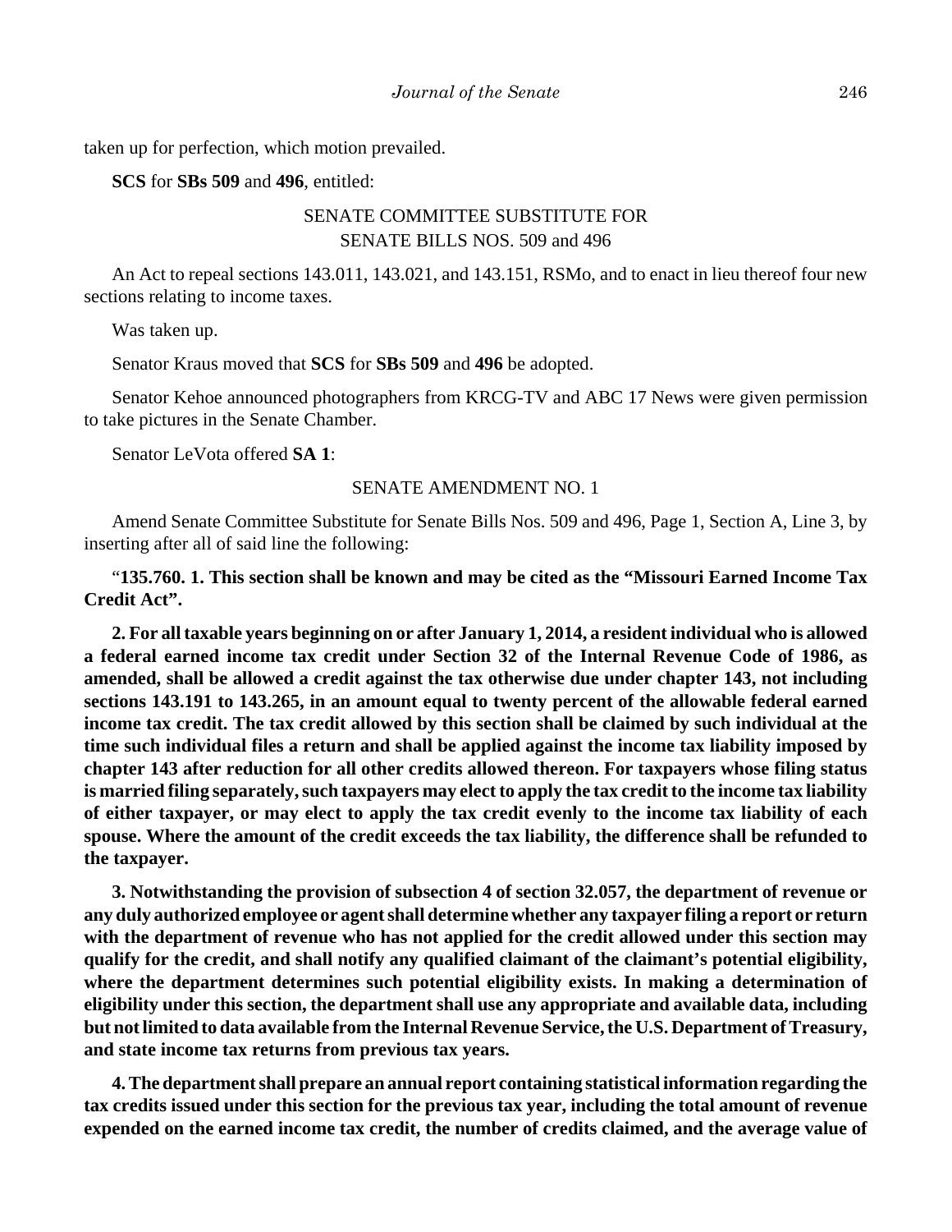taken up for perfection, which motion prevailed.

**SCS** for **SBs 509** and **496**, entitled:

SENATE COMMITTEE SUBSTITUTE FOR
SENATE BILLS NOS. 509 and 496

An Act to repeal sections 143.011, 143.021, and 143.151, RSMo, and to enact in lieu thereof four new sections relating to income taxes.

Was taken up.

Senator Kraus moved that **SCS** for **SBs 509** and **496** be adopted.

Senator Kehoe announced photographers from KRCG-TV and ABC 17 News were given permission to take pictures in the Senate Chamber.

Senator LeVota offered **SA 1**:

SENATE AMENDMENT NO. 1

Amend Senate Committee Substitute for Senate Bills Nos. 509 and 496, Page 1, Section A, Line 3, by inserting after all of said line the following:

"**135.760. 1. This section shall be known and may be cited as the "Missouri Earned Income Tax Credit Act".**

**2. For all taxable years beginning on or after January 1, 2014, a resident individual who is allowed a federal earned income tax credit under Section 32 of the Internal Revenue Code of 1986, as amended, shall be allowed a credit against the tax otherwise due under chapter 143, not including sections 143.191 to 143.265, in an amount equal to twenty percent of the allowable federal earned income tax credit. The tax credit allowed by this section shall be claimed by such individual at the time such individual files a return and shall be applied against the income tax liability imposed by chapter 143 after reduction for all other credits allowed thereon. For taxpayers whose filing status is married filing separately, such taxpayers may elect to apply the tax credit to the income tax liability of either taxpayer, or may elect to apply the tax credit evenly to the income tax liability of each spouse. Where the amount of the credit exceeds the tax liability, the difference shall be refunded to the taxpayer.**

**3. Notwithstanding the provision of subsection 4 of section 32.057, the department of revenue or any duly authorized employee or agent shall determine whether any taxpayer filing a report or return with the department of revenue who has not applied for the credit allowed under this section may qualify for the credit, and shall notify any qualified claimant of the claimant's potential eligibility, where the department determines such potential eligibility exists. In making a determination of eligibility under this section, the department shall use any appropriate and available data, including but not limited to data available from the Internal Revenue Service, the U.S. Department of Treasury, and state income tax returns from previous tax years.**

**4. The department shall prepare an annual report containing statistical information regarding the tax credits issued under this section for the previous tax year, including the total amount of revenue expended on the earned income tax credit, the number of credits claimed, and the average value of**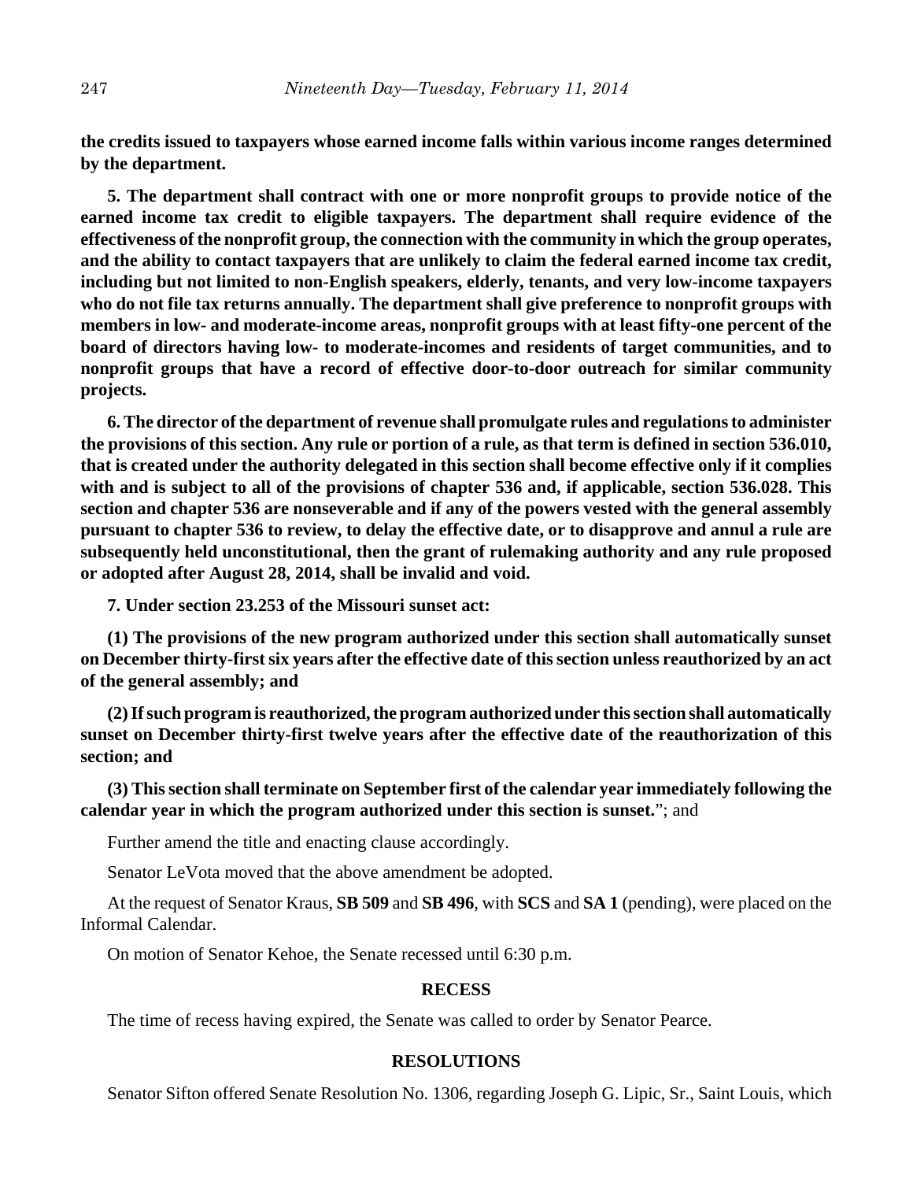**the credits issued to taxpayers whose earned income falls within various income ranges determined by the department.**

**5. The department shall contract with one or more nonprofit groups to provide notice of the earned income tax credit to eligible taxpayers. The department shall require evidence of the effectiveness of the nonprofit group, the connection with the community in which the group operates, and the ability to contact taxpayers that are unlikely to claim the federal earned income tax credit, including but not limited to non-English speakers, elderly, tenants, and very low-income taxpayers who do not file tax returns annually. The department shall give preference to nonprofit groups with members in low- and moderate-income areas, nonprofit groups with at least fifty-one percent of the board of directors having low- to moderate-incomes and residents of target communities, and to nonprofit groups that have a record of effective door-to-door outreach for similar community projects.**

**6. The director of the department of revenue shall promulgate rules and regulations to administer the provisions of this section. Any rule or portion of a rule, as that term is defined in section 536.010, that is created under the authority delegated in this section shall become effective only if it complies with and is subject to all of the provisions of chapter 536 and, if applicable, section 536.028. This section and chapter 536 are nonseverable and if any of the powers vested with the general assembly pursuant to chapter 536 to review, to delay the effective date, or to disapprove and annul a rule are subsequently held unconstitutional, then the grant of rulemaking authority and any rule proposed or adopted after August 28, 2014, shall be invalid and void.**

**7. Under section 23.253 of the Missouri sunset act:**

**(1) The provisions of the new program authorized under this section shall automatically sunset on December thirty-first six years after the effective date of this section unless reauthorized by an act of the general assembly; and**

**(2) If such program is reauthorized, the program authorized under this section shall automatically sunset on December thirty-first twelve years after the effective date of the reauthorization of this section; and**

**(3) This section shall terminate on September first of the calendar year immediately following the calendar year in which the program authorized under this section is sunset.**"; and

Further amend the title and enacting clause accordingly.

Senator LeVota moved that the above amendment be adopted.

At the request of Senator Kraus, **SB 509** and **SB 496**, with **SCS** and **SA 1** (pending), were placed on the Informal Calendar.

On motion of Senator Kehoe, the Senate recessed until 6:30 p.m.

## RECESS

The time of recess having expired, the Senate was called to order by Senator Pearce.

## RESOLUTIONS

Senator Sifton offered Senate Resolution No. 1306, regarding Joseph G. Lipic, Sr., Saint Louis, which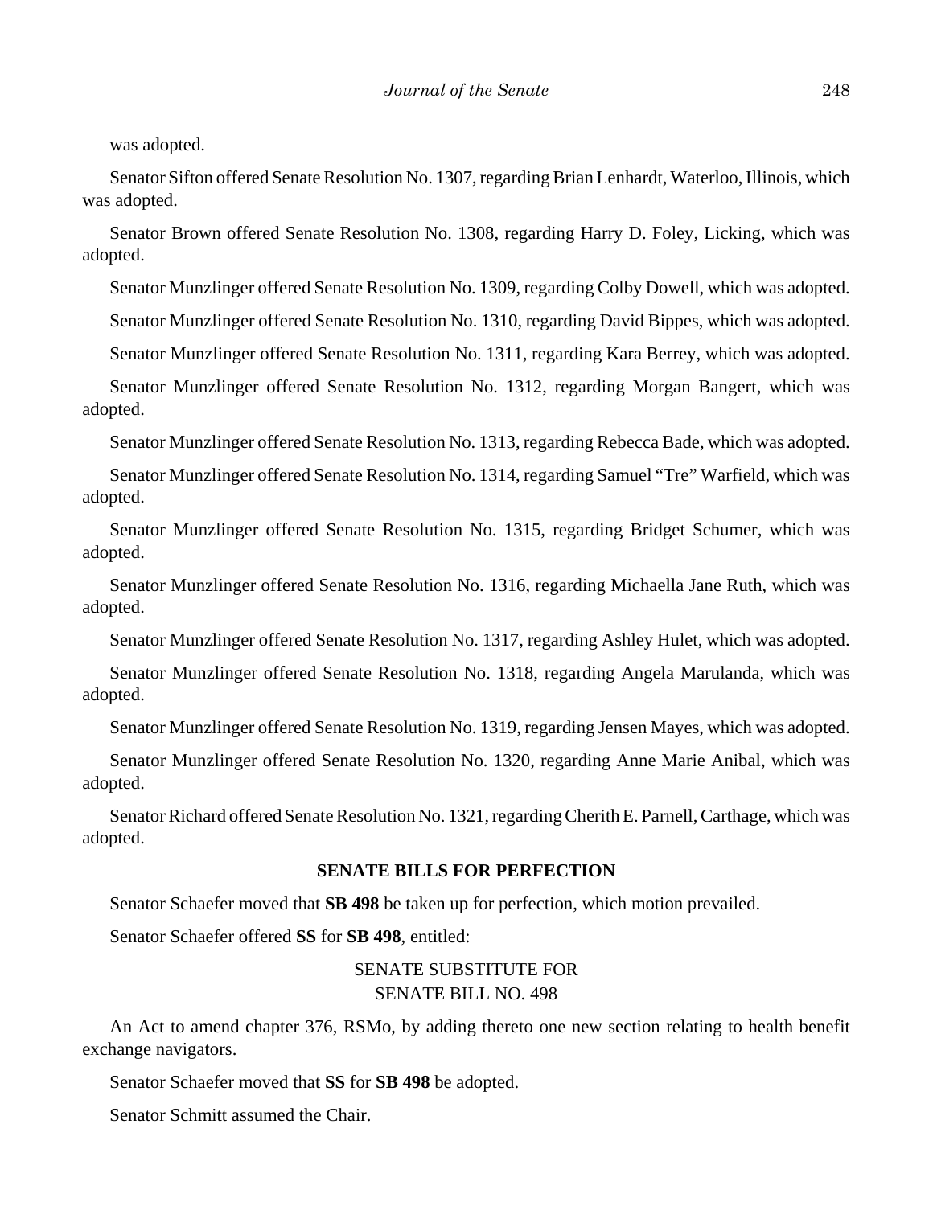was adopted.

Senator Sifton offered Senate Resolution No. 1307, regarding Brian Lenhardt, Waterloo, Illinois, which was adopted.

Senator Brown offered Senate Resolution No. 1308, regarding Harry D. Foley, Licking, which was adopted.

Senator Munzlinger offered Senate Resolution No. 1309, regarding Colby Dowell, which was adopted.

Senator Munzlinger offered Senate Resolution No. 1310, regarding David Bippes, which was adopted.

Senator Munzlinger offered Senate Resolution No. 1311, regarding Kara Berrey, which was adopted.

Senator Munzlinger offered Senate Resolution No. 1312, regarding Morgan Bangert, which was adopted.

Senator Munzlinger offered Senate Resolution No. 1313, regarding Rebecca Bade, which was adopted.

Senator Munzlinger offered Senate Resolution No. 1314, regarding Samuel "Tre" Warfield, which was adopted.

Senator Munzlinger offered Senate Resolution No. 1315, regarding Bridget Schumer, which was adopted.

Senator Munzlinger offered Senate Resolution No. 1316, regarding Michaella Jane Ruth, which was adopted.

Senator Munzlinger offered Senate Resolution No. 1317, regarding Ashley Hulet, which was adopted.

Senator Munzlinger offered Senate Resolution No. 1318, regarding Angela Marulanda, which was adopted.

Senator Munzlinger offered Senate Resolution No. 1319, regarding Jensen Mayes, which was adopted.

Senator Munzlinger offered Senate Resolution No. 1320, regarding Anne Marie Anibal, which was adopted.

Senator Richard offered Senate Resolution No. 1321, regarding Cherith E. Parnell, Carthage, which was adopted.

## SENATE BILLS FOR PERFECTION

Senator Schaefer moved that **SB 498** be taken up for perfection, which motion prevailed.

Senator Schaefer offered **SS** for **SB 498**, entitled:

SENATE SUBSTITUTE FOR
SENATE BILL NO. 498

An Act to amend chapter 376, RSMo, by adding thereto one new section relating to health benefit exchange navigators.

Senator Schaefer moved that **SS** for **SB 498** be adopted.

Senator Schmitt assumed the Chair.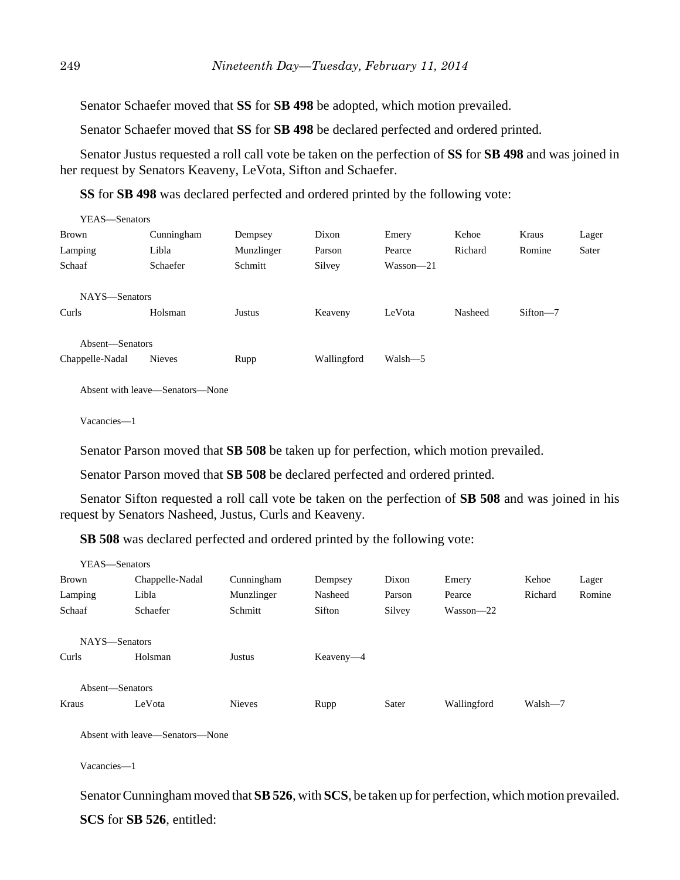Senator Schaefer moved that **SS** for **SB 498** be adopted, which motion prevailed.

Senator Schaefer moved that **SS** for **SB 498** be declared perfected and ordered printed.

Senator Justus requested a roll call vote be taken on the perfection of **SS** for **SB 498** and was joined in her request by Senators Keaveny, LeVota, Sifton and Schaefer.

**SS** for **SB 498** was declared perfected and ordered printed by the following vote:

YEAS—Senators

| | | | | | | | |
|---|---|---|---|---|---|---|---|
| Brown | Cunningham | Dempsey | Dixon | Emery | Kehoe | Kraus | Lager |
| Lamping | Libla | Munzlinger | Parson | Pearce | Richard | Romine | Sater |
| Schaaf | Schaefer | Schmitt | Silvey | Wasson—21 | | | |

NAYS—Senators

| | | | | | | |
|---|---|---|---|---|---|---|
| Curls | Holsman | Justus | Keaveny | LeVota | Nasheed | Sifton—7 |

Absent—Senators

| | | | | |
|---|---|---|---|---|
| Chappelle-Nadal | Nieves | Rupp | Wallingford | Walsh—5 |

Absent with leave—Senators—None

Vacancies—1

Senator Parson moved that **SB 508** be taken up for perfection, which motion prevailed.

Senator Parson moved that **SB 508** be declared perfected and ordered printed.

Senator Sifton requested a roll call vote be taken on the perfection of **SB 508** and was joined in his request by Senators Nasheed, Justus, Curls and Keaveny.

**SB 508** was declared perfected and ordered printed by the following vote:

YEAS—Senators

| | | | | | | | |
|---|---|---|---|---|---|---|---|
| Brown | Chappelle-Nadal | Cunningham | Dempsey | Dixon | Emery | Kehoe | Lager |
| Lamping | Libla | Munzlinger | Nasheed | Parson | Pearce | Richard | Romine |
| Schaaf | Schaefer | Schmitt | Sifton | Silvey | Wasson—22 | | |

NAYS—Senators

| | | | |
|---|---|---|---|
| Curls | Holsman | Justus | Keaveny—4 |

Absent—Senators

| | | | | | | |
|---|---|---|---|---|---|---|
| Kraus | LeVota | Nieves | Rupp | Sater | Wallingford | Walsh—7 |

Absent with leave—Senators—None

Vacancies—1

Senator Cunningham moved that **SB 526**, with **SCS**, be taken up for perfection, which motion prevailed.

**SCS** for **SB 526**, entitled: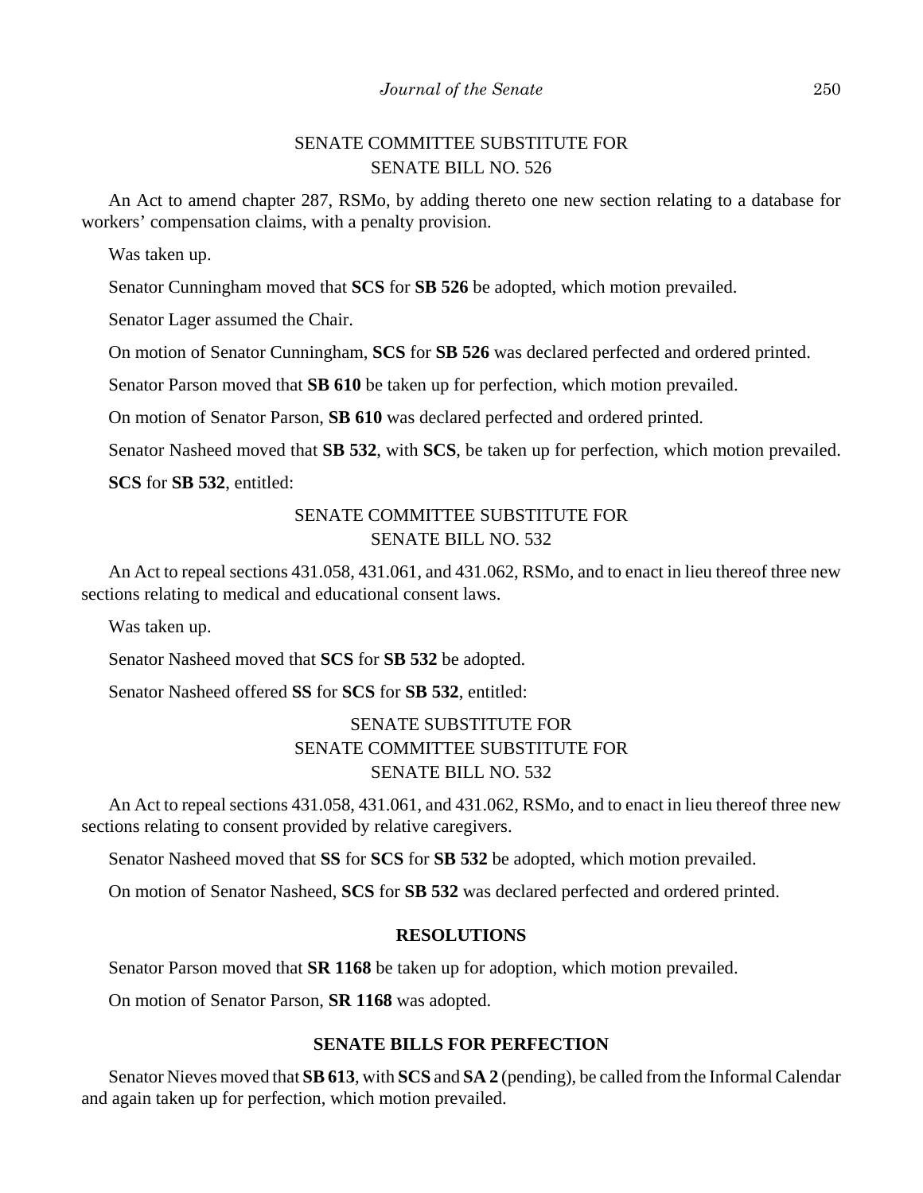SENATE COMMITTEE SUBSTITUTE FOR
SENATE BILL NO. 526

An Act to amend chapter 287, RSMo, by adding thereto one new section relating to a database for workers' compensation claims, with a penalty provision.

Was taken up.

Senator Cunningham moved that **SCS** for **SB 526** be adopted, which motion prevailed.

Senator Lager assumed the Chair.

On motion of Senator Cunningham, **SCS** for **SB 526** was declared perfected and ordered printed.

Senator Parson moved that **SB 610** be taken up for perfection, which motion prevailed.

On motion of Senator Parson, **SB 610** was declared perfected and ordered printed.

Senator Nasheed moved that **SB 532**, with **SCS**, be taken up for perfection, which motion prevailed.

**SCS** for **SB 532**, entitled:

SENATE COMMITTEE SUBSTITUTE FOR
SENATE BILL NO. 532

An Act to repeal sections 431.058, 431.061, and 431.062, RSMo, and to enact in lieu thereof three new sections relating to medical and educational consent laws.

Was taken up.

Senator Nasheed moved that **SCS** for **SB 532** be adopted.

Senator Nasheed offered **SS** for **SCS** for **SB 532**, entitled:

SENATE SUBSTITUTE FOR
SENATE COMMITTEE SUBSTITUTE FOR
SENATE BILL NO. 532

An Act to repeal sections 431.058, 431.061, and 431.062, RSMo, and to enact in lieu thereof three new sections relating to consent provided by relative caregivers.

Senator Nasheed moved that **SS** for **SCS** for **SB 532** be adopted, which motion prevailed.

On motion of Senator Nasheed, **SCS** for **SB 532** was declared perfected and ordered printed.

## RESOLUTIONS

Senator Parson moved that **SR 1168** be taken up for adoption, which motion prevailed.

On motion of Senator Parson, **SR 1168** was adopted.

## SENATE BILLS FOR PERFECTION

Senator Nieves moved that **SB 613**, with **SCS** and **SA 2** (pending), be called from the Informal Calendar and again taken up for perfection, which motion prevailed.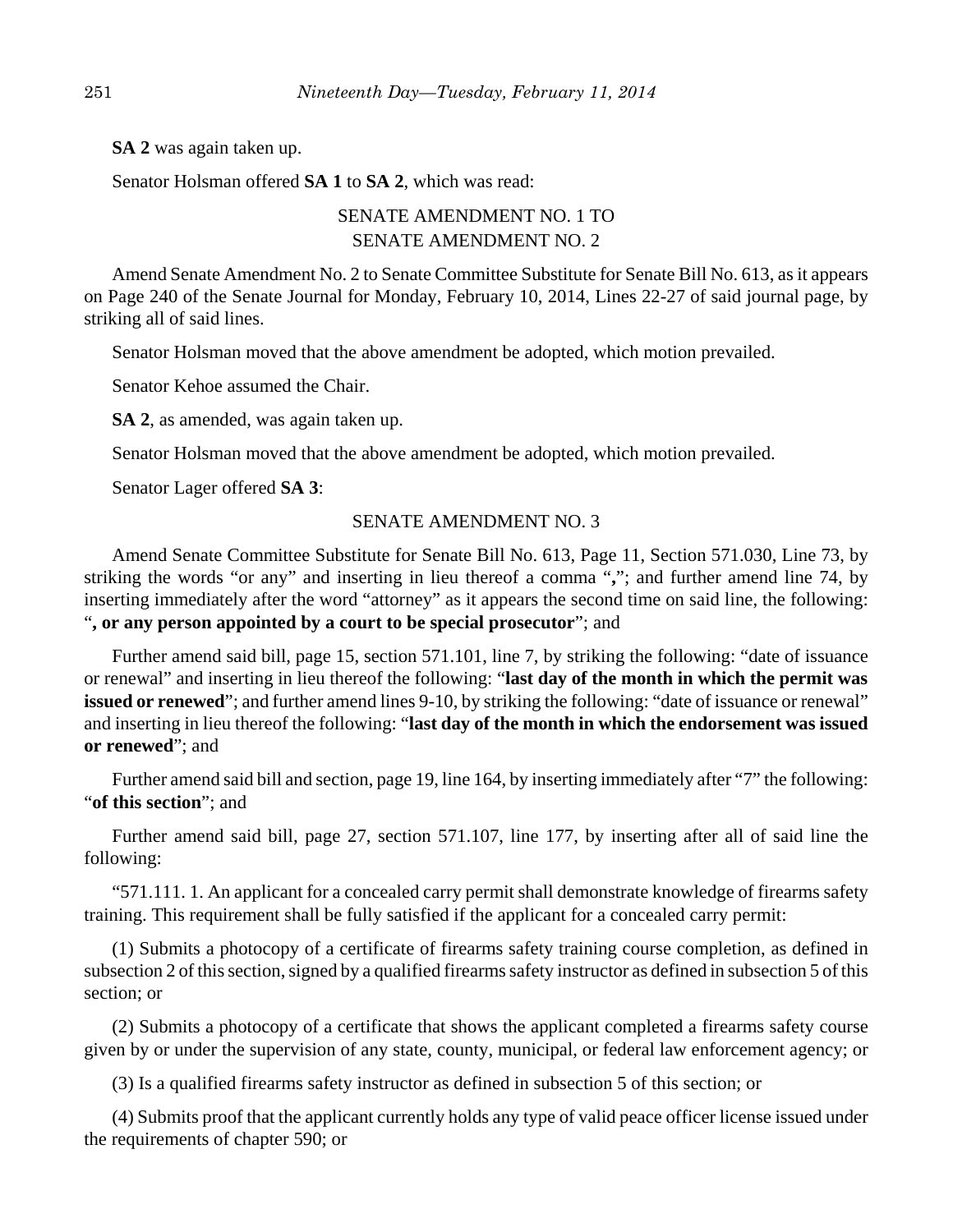**SA 2** was again taken up.

Senator Holsman offered **SA 1** to **SA 2**, which was read:

SENATE AMENDMENT NO. 1 TO
SENATE AMENDMENT NO. 2

Amend Senate Amendment No. 2 to Senate Committee Substitute for Senate Bill No. 613, as it appears on Page 240 of the Senate Journal for Monday, February 10, 2014, Lines 22-27 of said journal page, by striking all of said lines.

Senator Holsman moved that the above amendment be adopted, which motion prevailed.

Senator Kehoe assumed the Chair.

**SA 2**, as amended, was again taken up.

Senator Holsman moved that the above amendment be adopted, which motion prevailed.

Senator Lager offered **SA 3**:

SENATE AMENDMENT NO. 3

Amend Senate Committee Substitute for Senate Bill No. 613, Page 11, Section 571.030, Line 73, by striking the words "or any" and inserting in lieu thereof a comma "**,**"; and further amend line 74, by inserting immediately after the word "attorney" as it appears the second time on said line, the following: "**, or any person appointed by a court to be special prosecutor**"; and

Further amend said bill, page 15, section 571.101, line 7, by striking the following: "date of issuance or renewal" and inserting in lieu thereof the following: "**last day of the month in which the permit was issued or renewed**"; and further amend lines 9-10, by striking the following: "date of issuance or renewal" and inserting in lieu thereof the following: "**last day of the month in which the endorsement was issued or renewed**"; and

Further amend said bill and section, page 19, line 164, by inserting immediately after "7" the following: "**of this section**"; and

Further amend said bill, page 27, section 571.107, line 177, by inserting after all of said line the following:

"571.111. 1. An applicant for a concealed carry permit shall demonstrate knowledge of firearms safety training. This requirement shall be fully satisfied if the applicant for a concealed carry permit:

(1) Submits a photocopy of a certificate of firearms safety training course completion, as defined in subsection 2 of this section, signed by a qualified firearms safety instructor as defined in subsection 5 of this section; or

(2) Submits a photocopy of a certificate that shows the applicant completed a firearms safety course given by or under the supervision of any state, county, municipal, or federal law enforcement agency; or

(3) Is a qualified firearms safety instructor as defined in subsection 5 of this section; or

(4) Submits proof that the applicant currently holds any type of valid peace officer license issued under the requirements of chapter 590; or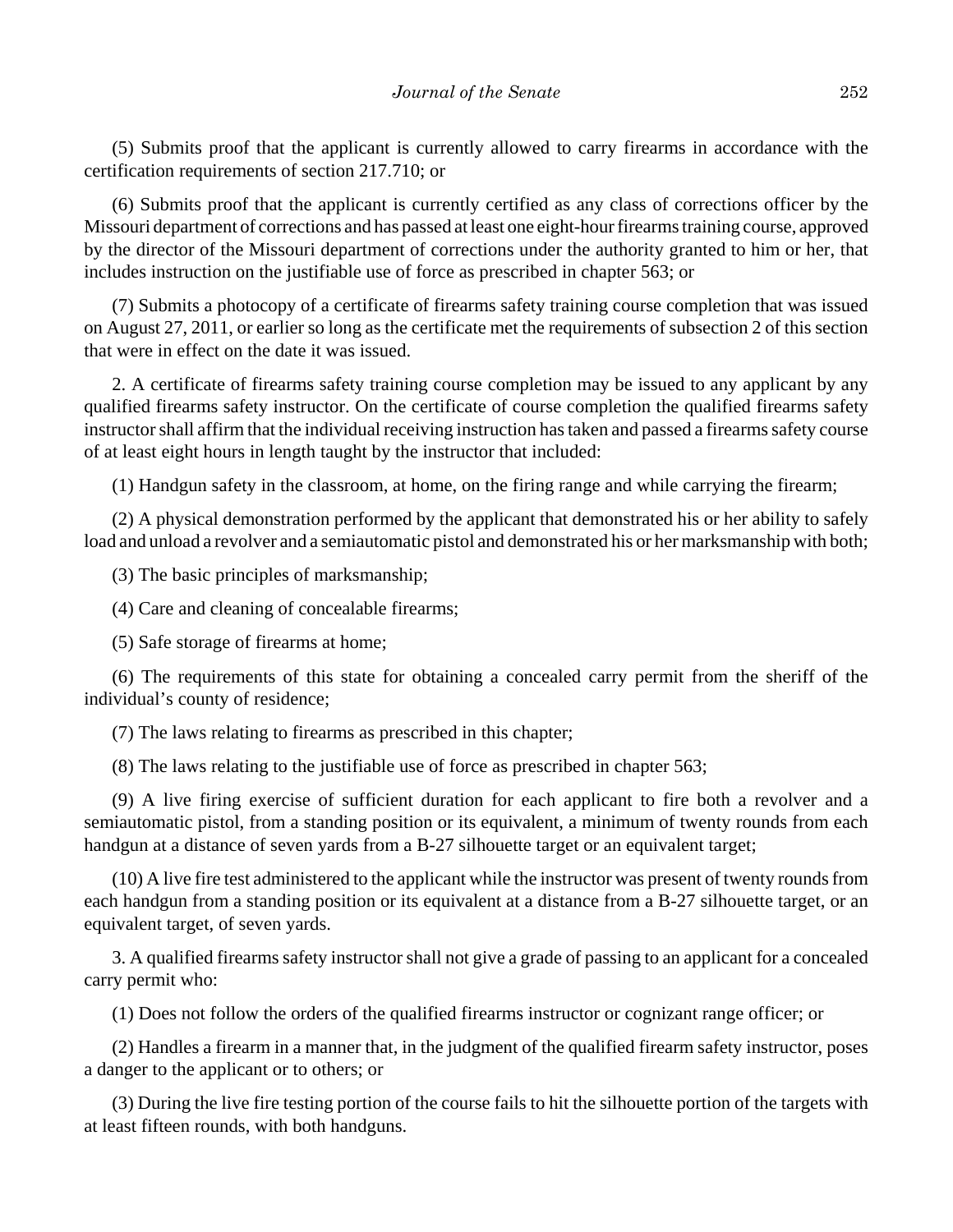(5) Submits proof that the applicant is currently allowed to carry firearms in accordance with the certification requirements of section 217.710; or

(6) Submits proof that the applicant is currently certified as any class of corrections officer by the Missouri department of corrections and has passed at least one eight-hour firearms training course, approved by the director of the Missouri department of corrections under the authority granted to him or her, that includes instruction on the justifiable use of force as prescribed in chapter 563; or

(7) Submits a photocopy of a certificate of firearms safety training course completion that was issued on August 27, 2011, or earlier so long as the certificate met the requirements of subsection 2 of this section that were in effect on the date it was issued.

2. A certificate of firearms safety training course completion may be issued to any applicant by any qualified firearms safety instructor. On the certificate of course completion the qualified firearms safety instructor shall affirm that the individual receiving instruction has taken and passed a firearms safety course of at least eight hours in length taught by the instructor that included:

(1) Handgun safety in the classroom, at home, on the firing range and while carrying the firearm;

(2) A physical demonstration performed by the applicant that demonstrated his or her ability to safely load and unload a revolver and a semiautomatic pistol and demonstrated his or her marksmanship with both;

(3) The basic principles of marksmanship;

(4) Care and cleaning of concealable firearms;

(5) Safe storage of firearms at home;

(6) The requirements of this state for obtaining a concealed carry permit from the sheriff of the individual's county of residence;

(7) The laws relating to firearms as prescribed in this chapter;

(8) The laws relating to the justifiable use of force as prescribed in chapter 563;

(9) A live firing exercise of sufficient duration for each applicant to fire both a revolver and a semiautomatic pistol, from a standing position or its equivalent, a minimum of twenty rounds from each handgun at a distance of seven yards from a B-27 silhouette target or an equivalent target;

(10) A live fire test administered to the applicant while the instructor was present of twenty rounds from each handgun from a standing position or its equivalent at a distance from a B-27 silhouette target, or an equivalent target, of seven yards.

3. A qualified firearms safety instructor shall not give a grade of passing to an applicant for a concealed carry permit who:

(1) Does not follow the orders of the qualified firearms instructor or cognizant range officer; or

(2) Handles a firearm in a manner that, in the judgment of the qualified firearm safety instructor, poses a danger to the applicant or to others; or

(3) During the live fire testing portion of the course fails to hit the silhouette portion of the targets with at least fifteen rounds, with both handguns.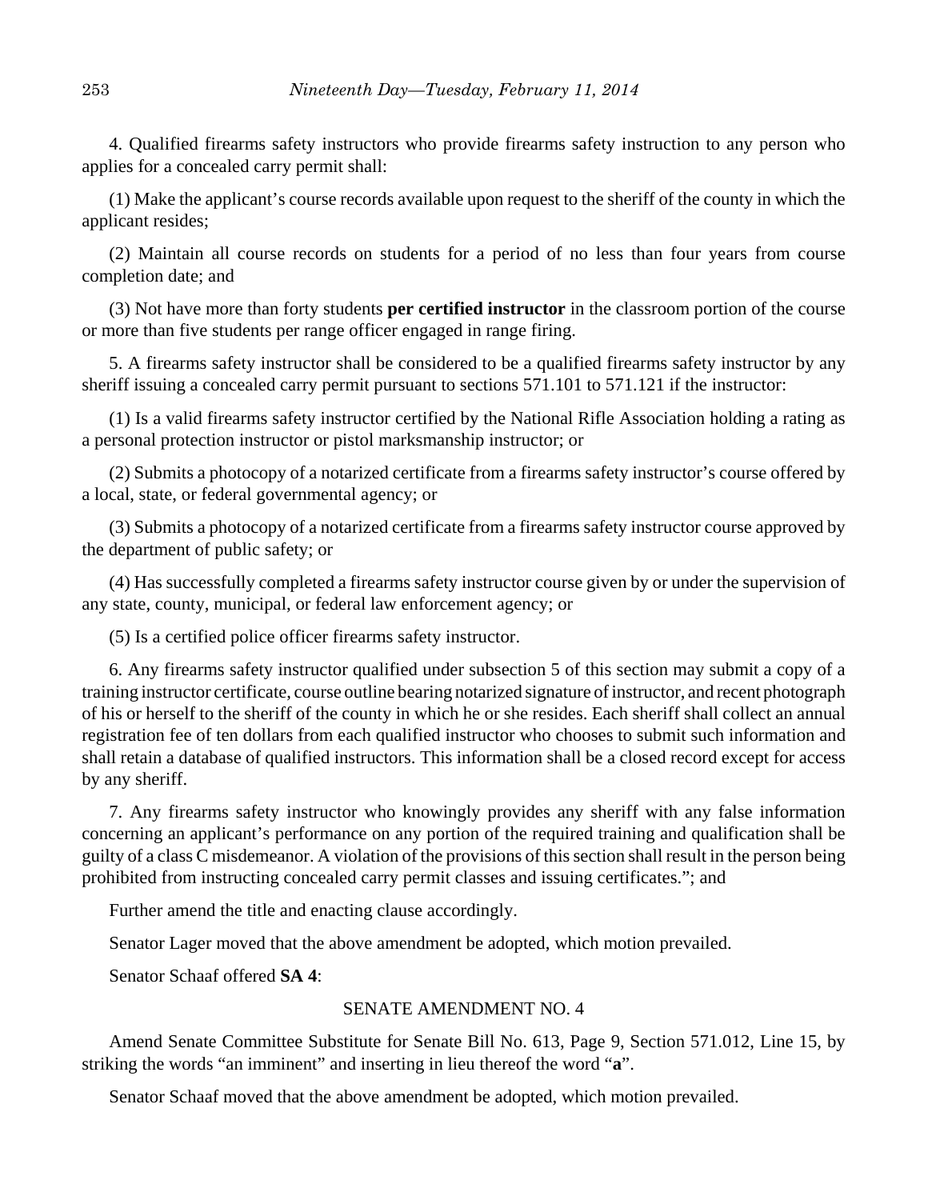4. Qualified firearms safety instructors who provide firearms safety instruction to any person who applies for a concealed carry permit shall:

(1) Make the applicant's course records available upon request to the sheriff of the county in which the applicant resides;

(2) Maintain all course records on students for a period of no less than four years from course completion date; and

(3) Not have more than forty students **per certified instructor** in the classroom portion of the course or more than five students per range officer engaged in range firing.

5. A firearms safety instructor shall be considered to be a qualified firearms safety instructor by any sheriff issuing a concealed carry permit pursuant to sections 571.101 to 571.121 if the instructor:

(1) Is a valid firearms safety instructor certified by the National Rifle Association holding a rating as a personal protection instructor or pistol marksmanship instructor; or

(2) Submits a photocopy of a notarized certificate from a firearms safety instructor's course offered by a local, state, or federal governmental agency; or

(3) Submits a photocopy of a notarized certificate from a firearms safety instructor course approved by the department of public safety; or

(4) Has successfully completed a firearms safety instructor course given by or under the supervision of any state, county, municipal, or federal law enforcement agency; or

(5) Is a certified police officer firearms safety instructor.

6. Any firearms safety instructor qualified under subsection 5 of this section may submit a copy of a training instructor certificate, course outline bearing notarized signature of instructor, and recent photograph of his or herself to the sheriff of the county in which he or she resides. Each sheriff shall collect an annual registration fee of ten dollars from each qualified instructor who chooses to submit such information and shall retain a database of qualified instructors. This information shall be a closed record except for access by any sheriff.

7. Any firearms safety instructor who knowingly provides any sheriff with any false information concerning an applicant's performance on any portion of the required training and qualification shall be guilty of a class C misdemeanor. A violation of the provisions of this section shall result in the person being prohibited from instructing concealed carry permit classes and issuing certificates."; and

Further amend the title and enacting clause accordingly.

Senator Lager moved that the above amendment be adopted, which motion prevailed.

Senator Schaaf offered **SA 4**:

SENATE AMENDMENT NO. 4

Amend Senate Committee Substitute for Senate Bill No. 613, Page 9, Section 571.012, Line 15, by striking the words "an imminent" and inserting in lieu thereof the word "**a**".

Senator Schaaf moved that the above amendment be adopted, which motion prevailed.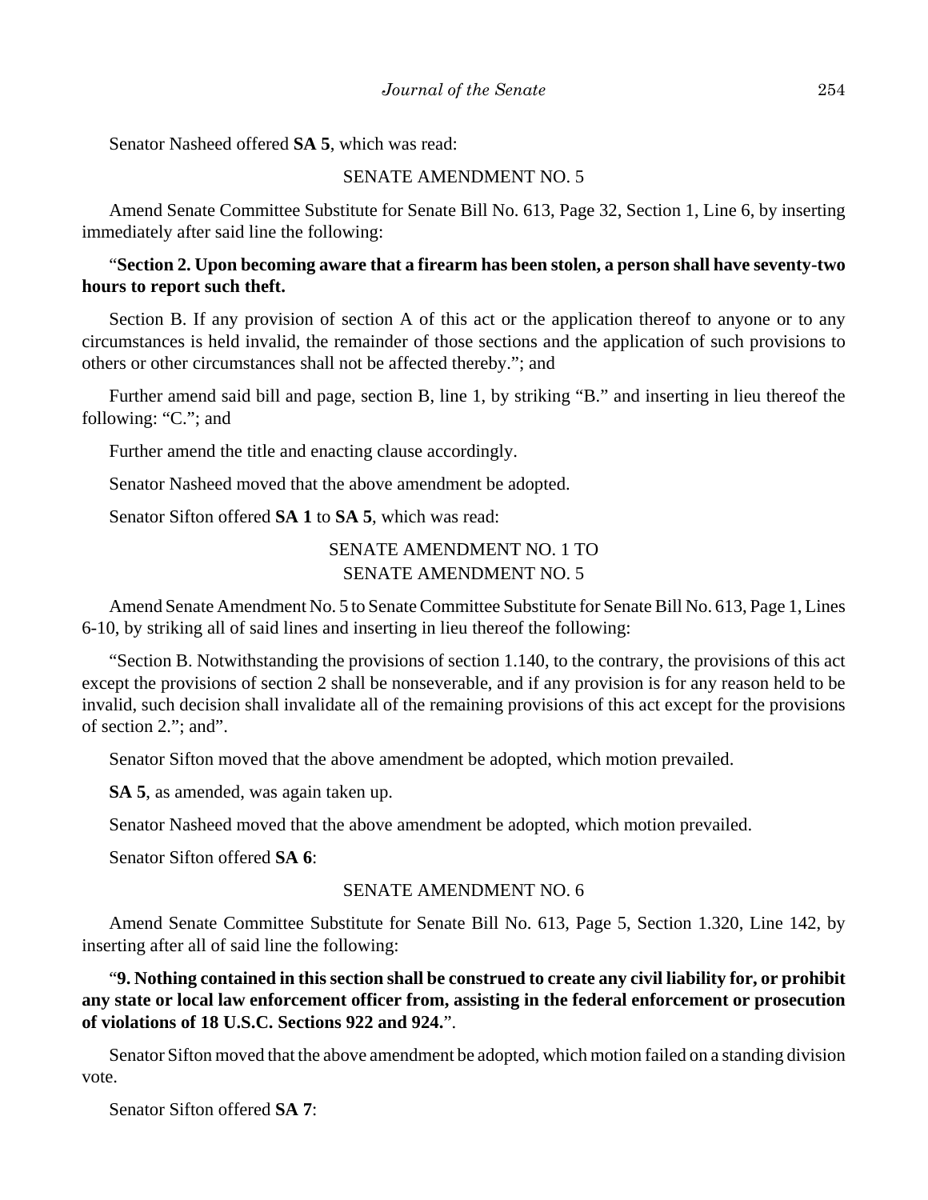Senator Nasheed offered **SA 5**, which was read:

SENATE AMENDMENT NO. 5

Amend Senate Committee Substitute for Senate Bill No. 613, Page 32, Section 1, Line 6, by inserting immediately after said line the following:

"**Section 2. Upon becoming aware that a firearm has been stolen, a person shall have seventy-two hours to report such theft.**

Section B. If any provision of section A of this act or the application thereof to anyone or to any circumstances is held invalid, the remainder of those sections and the application of such provisions to others or other circumstances shall not be affected thereby."; and

Further amend said bill and page, section B, line 1, by striking "B." and inserting in lieu thereof the following: "C."; and

Further amend the title and enacting clause accordingly.

Senator Nasheed moved that the above amendment be adopted.

Senator Sifton offered **SA 1** to **SA 5**, which was read:

SENATE AMENDMENT NO. 1 TO
SENATE AMENDMENT NO. 5

Amend Senate Amendment No. 5 to Senate Committee Substitute for Senate Bill No. 613, Page 1, Lines 6-10, by striking all of said lines and inserting in lieu thereof the following:

"Section B. Notwithstanding the provisions of section 1.140, to the contrary, the provisions of this act except the provisions of section 2 shall be nonseverable, and if any provision is for any reason held to be invalid, such decision shall invalidate all of the remaining provisions of this act except for the provisions of section 2."; and".

Senator Sifton moved that the above amendment be adopted, which motion prevailed.

**SA 5**, as amended, was again taken up.

Senator Nasheed moved that the above amendment be adopted, which motion prevailed.

Senator Sifton offered **SA 6**:

SENATE AMENDMENT NO. 6

Amend Senate Committee Substitute for Senate Bill No. 613, Page 5, Section 1.320, Line 142, by inserting after all of said line the following:

"**9. Nothing contained in this section shall be construed to create any civil liability for, or prohibit any state or local law enforcement officer from, assisting in the federal enforcement or prosecution of violations of 18 U.S.C. Sections 922 and 924.**".

Senator Sifton moved that the above amendment be adopted, which motion failed on a standing division vote.

Senator Sifton offered **SA 7**: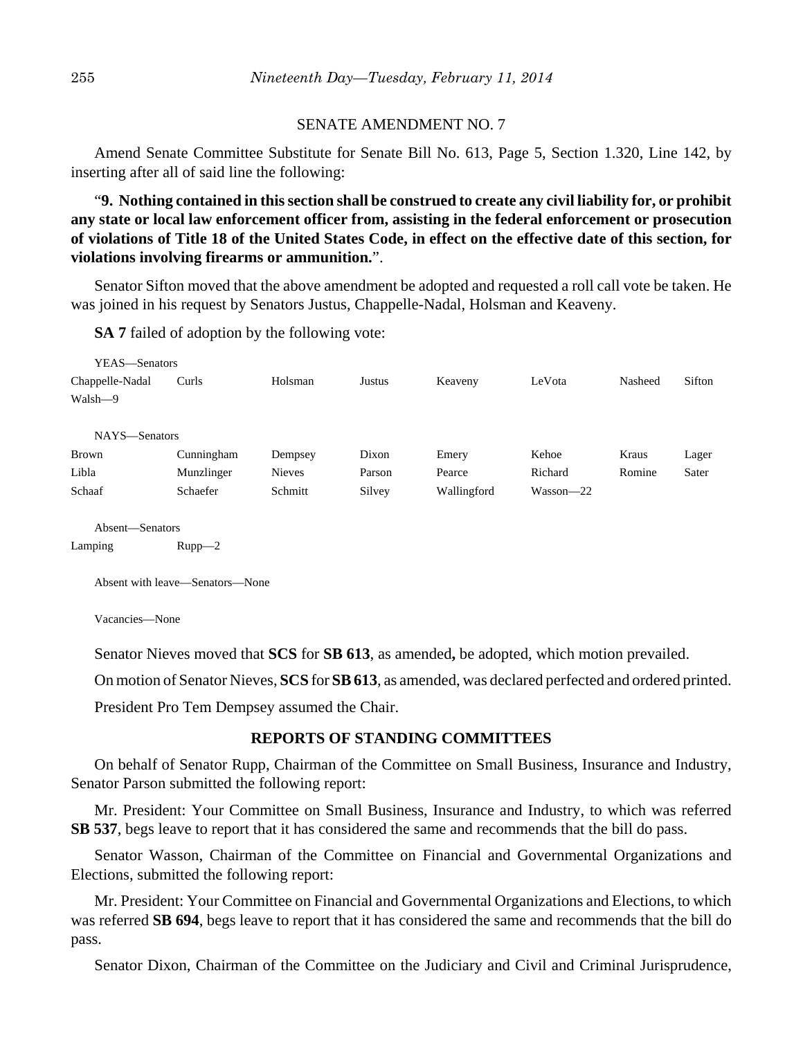SENATE AMENDMENT NO. 7

Amend Senate Committee Substitute for Senate Bill No. 613, Page 5, Section 1.320, Line 142, by inserting after all of said line the following:

"**9. Nothing contained in this section shall be construed to create any civil liability for, or prohibit any state or local law enforcement officer from, assisting in the federal enforcement or prosecution of violations of Title 18 of the United States Code, in effect on the effective date of this section, for violations involving firearms or ammunition.**".

Senator Sifton moved that the above amendment be adopted and requested a roll call vote be taken. He was joined in his request by Senators Justus, Chappelle-Nadal, Holsman and Keaveny.

**SA 7** failed of adoption by the following vote:

YEAS—Senators

| | | | | | | | |
|---|---|---|---|---|---|---|---|
| Chappelle-Nadal | Curls | Holsman | Justus | Keaveny | LeVota | Nasheed | Sifton |
| Walsh—9 | | | | | | | |

NAYS—Senators

| | | | | | | | |
|---|---|---|---|---|---|---|---|
| Brown | Cunningham | Dempsey | Dixon | Emery | Kehoe | Kraus | Lager |
| Libla | Munzlinger | Nieves | Parson | Pearce | Richard | Romine | Sater |
| Schaaf | Schaefer | Schmitt | Silvey | Wallingford | Wasson—22 | | |

Absent—Senators

| | |
|---|---|
| Lamping | Rupp—2 |

Absent with leave—Senators—None

Vacancies—None

Senator Nieves moved that **SCS** for **SB 613**, as amended**,** be adopted, which motion prevailed.

On motion of Senator Nieves, **SCS** for **SB 613**, as amended, was declared perfected and ordered printed.

President Pro Tem Dempsey assumed the Chair.

## REPORTS OF STANDING COMMITTEES

On behalf of Senator Rupp, Chairman of the Committee on Small Business, Insurance and Industry, Senator Parson submitted the following report:

Mr. President: Your Committee on Small Business, Insurance and Industry, to which was referred **SB 537**, begs leave to report that it has considered the same and recommends that the bill do pass.

Senator Wasson, Chairman of the Committee on Financial and Governmental Organizations and Elections, submitted the following report:

Mr. President: Your Committee on Financial and Governmental Organizations and Elections, to which was referred **SB 694**, begs leave to report that it has considered the same and recommends that the bill do pass.

Senator Dixon, Chairman of the Committee on the Judiciary and Civil and Criminal Jurisprudence,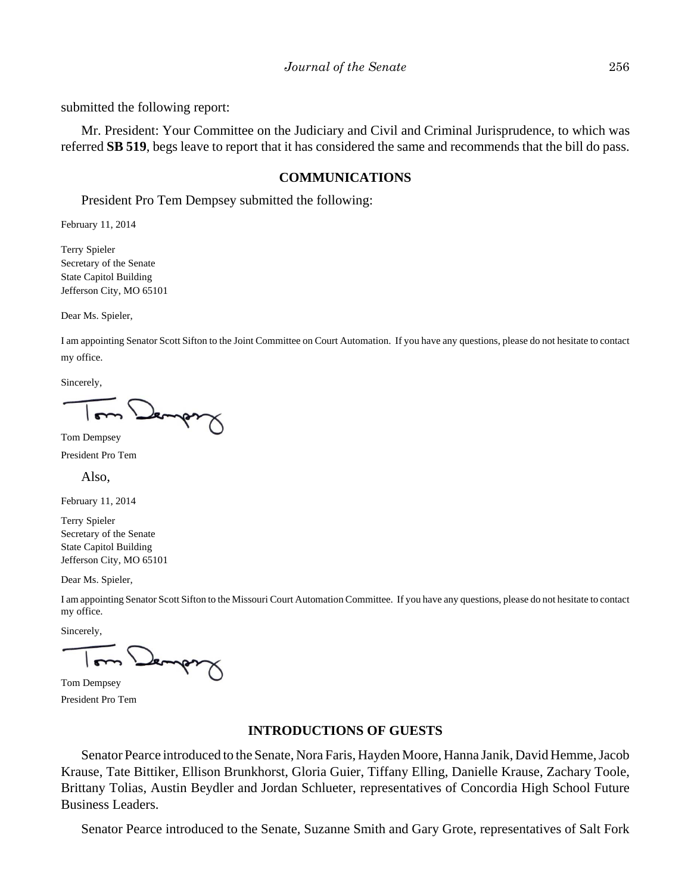submitted the following report:

Mr. President: Your Committee on the Judiciary and Civil and Criminal Jurisprudence, to which was referred **SB 519**, begs leave to report that it has considered the same and recommends that the bill do pass.

## COMMUNICATIONS

President Pro Tem Dempsey submitted the following:

February 11, 2014

Terry Spieler
Secretary of the Senate
State Capitol Building
Jefferson City, MO 65101

Dear Ms. Spieler,

I am appointing Senator Scott Sifton to the Joint Committee on Court Automation. If you have any questions, please do not hesitate to contact my office.

Sincerely,

Tom Dempsey
President Pro Tem

Also,

February 11, 2014

Terry Spieler
Secretary of the Senate
State Capitol Building
Jefferson City, MO 65101

Dear Ms. Spieler,

I am appointing Senator Scott Sifton to the Missouri Court Automation Committee. If you have any questions, please do not hesitate to contact my office.

Sincerely,

Tom Dempsey
President Pro Tem

## INTRODUCTIONS OF GUESTS

Senator Pearce introduced to the Senate, Nora Faris, Hayden Moore, Hanna Janik, David Hemme, Jacob Krause, Tate Bittiker, Ellison Brunkhorst, Gloria Guier, Tiffany Elling, Danielle Krause, Zachary Toole, Brittany Tolias, Austin Beydler and Jordan Schlueter, representatives of Concordia High School Future Business Leaders.

Senator Pearce introduced to the Senate, Suzanne Smith and Gary Grote, representatives of Salt Fork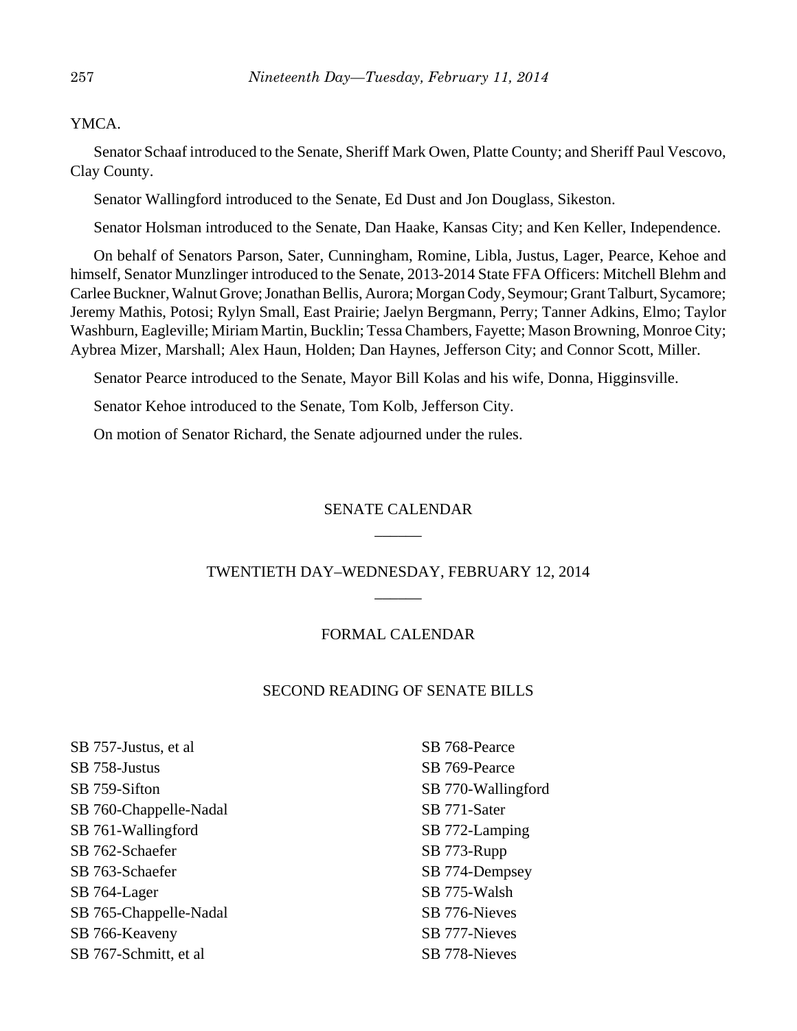YMCA.

Senator Schaaf introduced to the Senate, Sheriff Mark Owen, Platte County; and Sheriff Paul Vescovo, Clay County.

Senator Wallingford introduced to the Senate, Ed Dust and Jon Douglass, Sikeston.

Senator Holsman introduced to the Senate, Dan Haake, Kansas City; and Ken Keller, Independence.

On behalf of Senators Parson, Sater, Cunningham, Romine, Libla, Justus, Lager, Pearce, Kehoe and himself, Senator Munzlinger introduced to the Senate, 2013-2014 State FFA Officers: Mitchell Blehm and Carlee Buckner, Walnut Grove; Jonathan Bellis, Aurora; Morgan Cody, Seymour; Grant Talburt, Sycamore; Jeremy Mathis, Potosi; Rylyn Small, East Prairie; Jaelyn Bergmann, Perry; Tanner Adkins, Elmo; Taylor Washburn, Eagleville; Miriam Martin, Bucklin; Tessa Chambers, Fayette; Mason Browning, Monroe City; Aybrea Mizer, Marshall; Alex Haun, Holden; Dan Haynes, Jefferson City; and Connor Scott, Miller.

Senator Pearce introduced to the Senate, Mayor Bill Kolas and his wife, Donna, Higginsville.

Senator Kehoe introduced to the Senate, Tom Kolb, Jefferson City.

On motion of Senator Richard, the Senate adjourned under the rules.

## SENATE CALENDAR

______

## TWENTIETH DAY–WEDNESDAY, FEBRUARY 12, 2014

______

### FORMAL CALENDAR

### SECOND READING OF SENATE BILLS

SB 757-Justus, et al
SB 758-Justus
SB 759-Sifton
SB 760-Chappelle-Nadal
SB 761-Wallingford
SB 762-Schaefer
SB 763-Schaefer
SB 764-Lager
SB 765-Chappelle-Nadal
SB 766-Keaveny
SB 767-Schmitt, et al
SB 768-Pearce
SB 769-Pearce
SB 770-Wallingford
SB 771-Sater
SB 772-Lamping
SB 773-Rupp
SB 774-Dempsey
SB 775-Walsh
SB 776-Nieves
SB 777-Nieves
SB 778-Nieves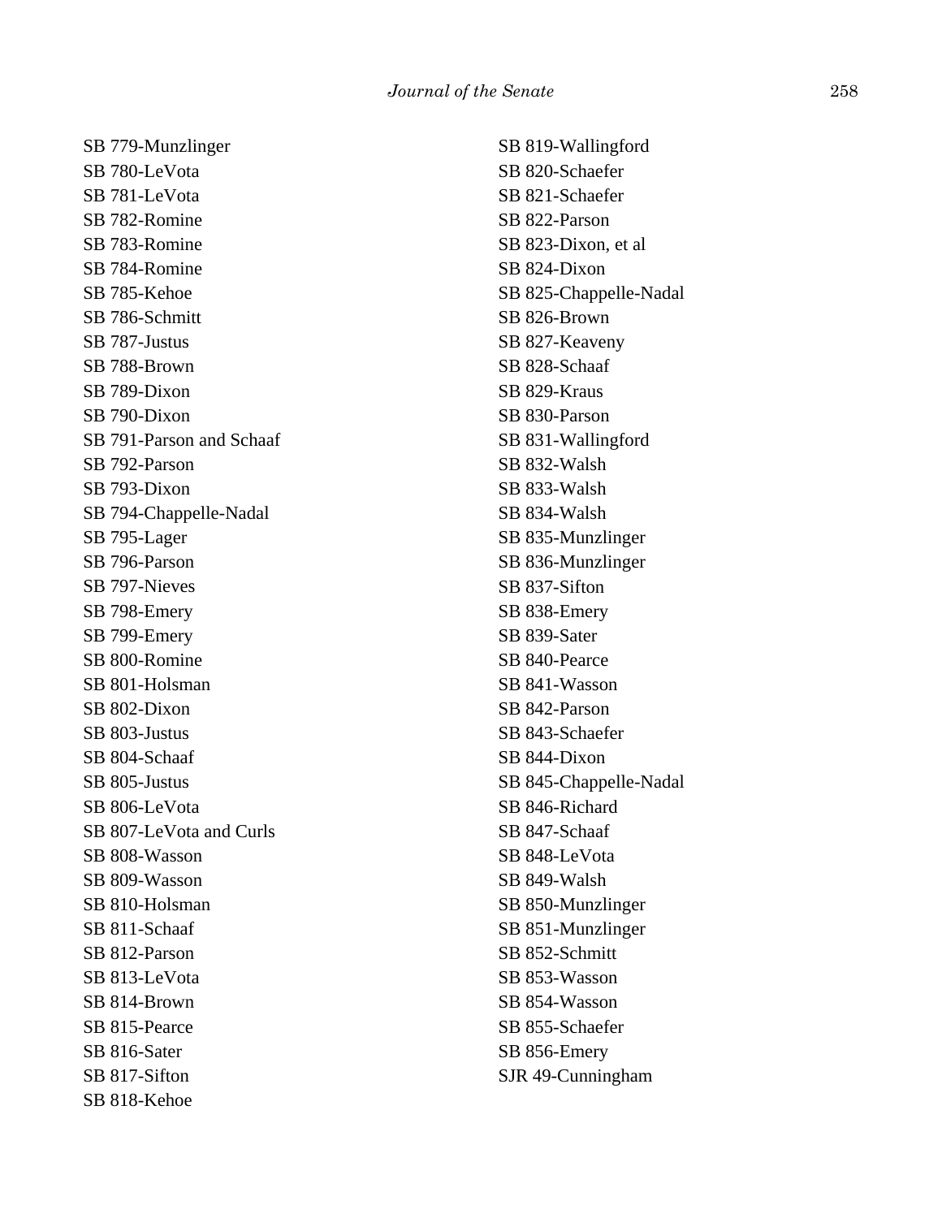SB 779-Munzlinger
SB 780-LeVota
SB 781-LeVota
SB 782-Romine
SB 783-Romine
SB 784-Romine
SB 785-Kehoe
SB 786-Schmitt
SB 787-Justus
SB 788-Brown
SB 789-Dixon
SB 790-Dixon
SB 791-Parson and Schaaf
SB 792-Parson
SB 793-Dixon
SB 794-Chappelle-Nadal
SB 795-Lager
SB 796-Parson
SB 797-Nieves
SB 798-Emery
SB 799-Emery
SB 800-Romine
SB 801-Holsman
SB 802-Dixon
SB 803-Justus
SB 804-Schaaf
SB 805-Justus
SB 806-LeVota
SB 807-LeVota and Curls
SB 808-Wasson
SB 809-Wasson
SB 810-Holsman
SB 811-Schaaf
SB 812-Parson
SB 813-LeVota
SB 814-Brown
SB 815-Pearce
SB 816-Sater
SB 817-Sifton
SB 818-Kehoe
SB 819-Wallingford
SB 820-Schaefer
SB 821-Schaefer
SB 822-Parson
SB 823-Dixon, et al
SB 824-Dixon
SB 825-Chappelle-Nadal
SB 826-Brown
SB 827-Keaveny
SB 828-Schaaf
SB 829-Kraus
SB 830-Parson
SB 831-Wallingford
SB 832-Walsh
SB 833-Walsh
SB 834-Walsh
SB 835-Munzlinger
SB 836-Munzlinger
SB 837-Sifton
SB 838-Emery
SB 839-Sater
SB 840-Pearce
SB 841-Wasson
SB 842-Parson
SB 843-Schaefer
SB 844-Dixon
SB 845-Chappelle-Nadal
SB 846-Richard
SB 847-Schaaf
SB 848-LeVota
SB 849-Walsh
SB 850-Munzlinger
SB 851-Munzlinger
SB 852-Schmitt
SB 853-Wasson
SB 854-Wasson
SB 855-Schaefer
SB 856-Emery
SJR 49-Cunningham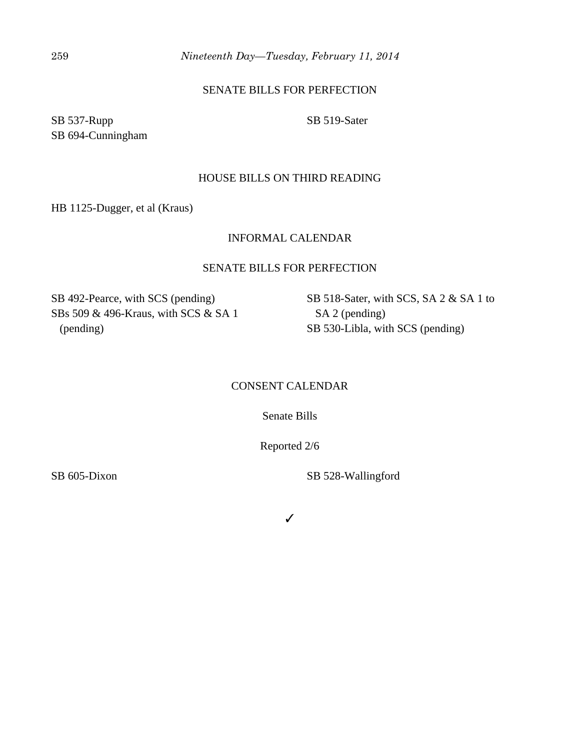## SENATE BILLS FOR PERFECTION

SB 537-Rupp

SB 694-Cunningham

SB 519-Sater

## HOUSE BILLS ON THIRD READING

HB 1125-Dugger, et al (Kraus)

## INFORMAL CALENDAR

## SENATE BILLS FOR PERFECTION

SB 492-Pearce, with SCS (pending)

SBs 509 & 496-Kraus, with SCS & SA 1 (pending)

SB 518-Sater, with SCS, SA 2 & SA 1 to SA 2 (pending)

SB 530-Libla, with SCS (pending)

## CONSENT CALENDAR

Senate Bills

Reported 2/6

SB 605-Dixon

SB 528-Wallingford

✓